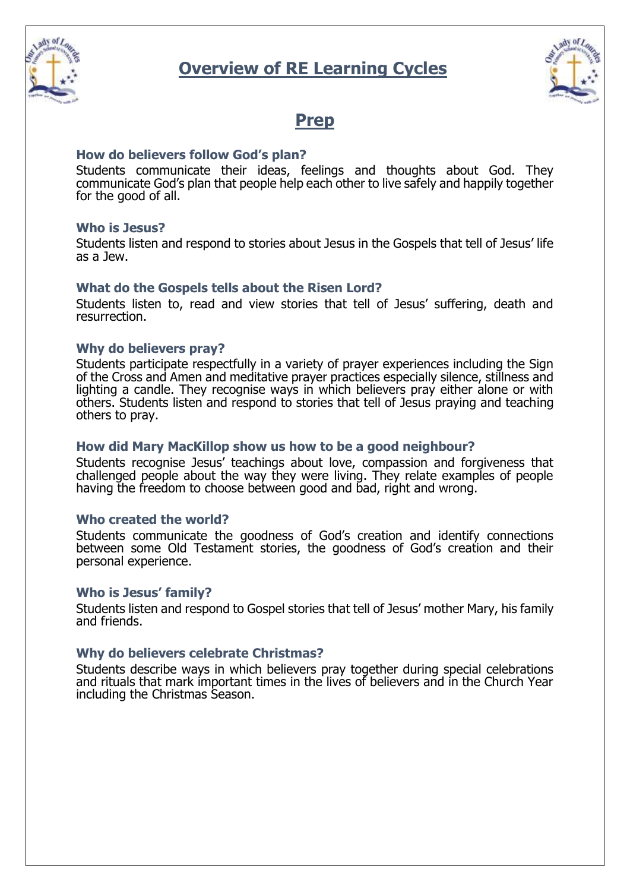# Overview of RE Learning Cycles

## Prep

### How do believers follow God's plan?

Students communicate their ideas, feelings and thoughts about God. They communicate God's plan that people help each other to live safely and happily together for the good of all.

### Who is Jesus?

Students listen and respond to stories about Jesus in the Gospels that tell of Jesus' life as a Jew.

### What do the Gospels tells about the Risen Lord?

Students listen to, read and view stories that tell of Jesus' suffering, death and resurrection.

### Why do believers pray?

Students participate respectfully in a variety of prayer experiences including the Sign of the Cross and Amen and meditative prayer practices especially silence, stillness and lighting a candle. They recognise ways in which believers pray either alone or with others. Students listen and respond to stories that tell of Jesus praying and teaching others to pray.

### How did Mary MacKillop show us how to be a good neighbour?

Students recognise Jesus' teachings about love, compassion and forgiveness that challenged people about the way they were living. They relate examples of people having the freedom to choose between good and bad, right and wrong.

### Who created the world?

Students communicate the goodness of God's creation and identify connections between some Old Testament stories, the goodness of God's creation and their personal experience.

### Who is Jesus' family?

Students listen and respond to Gospel stories that tell of Jesus' mother Mary, his family and friends.

### Why do believers celebrate Christmas?

Students describe ways in which believers pray together during special celebrations and rituals that mark important times in the lives of believers and in the Church Year including the Christmas Season.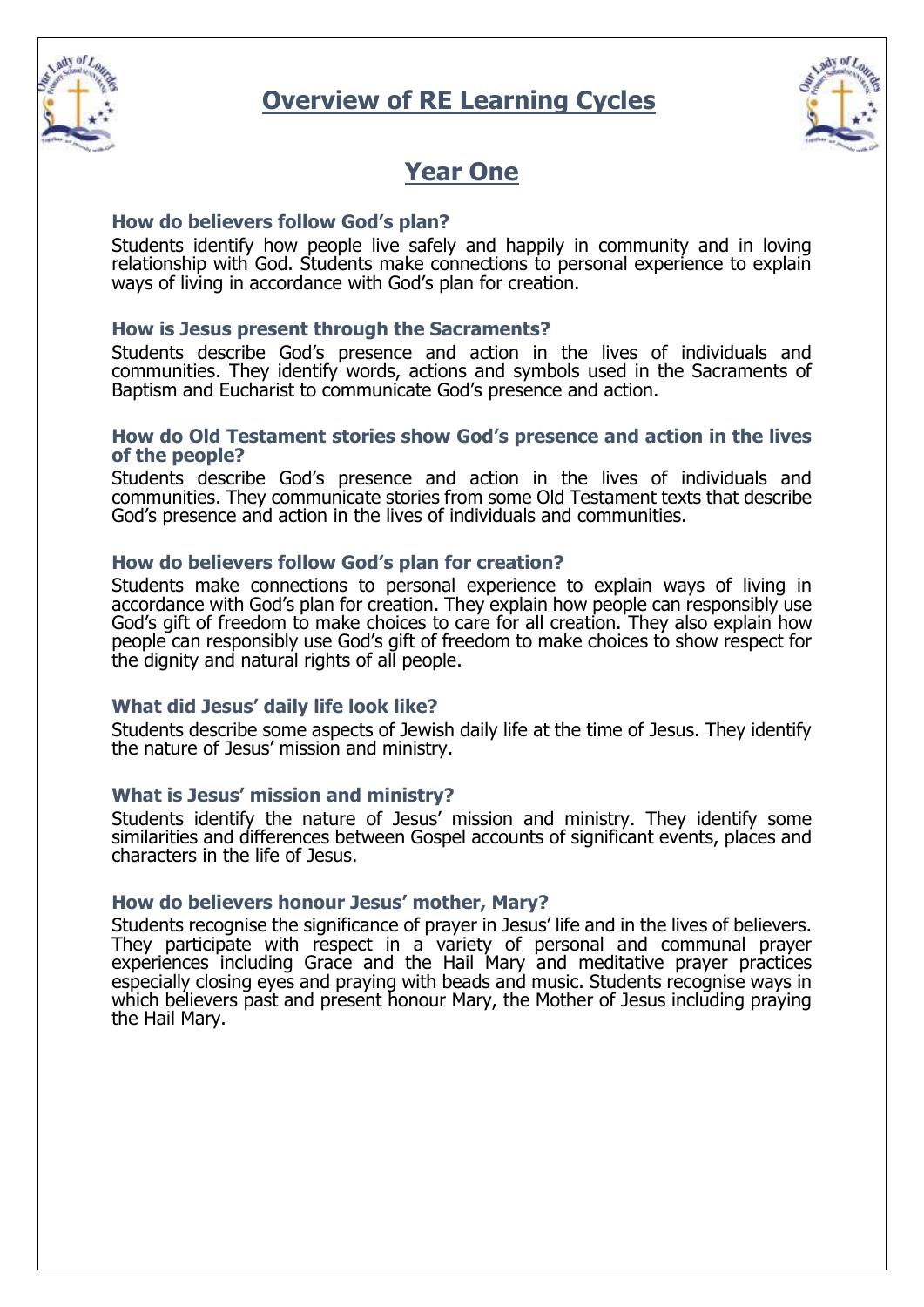# Overview of RE Learning Cycles

## Year One

### How do believers follow God's plan?

Students identify how people live safely and happily in community and in loving relationship with God. Students make connections to personal experience to explain ways of living in accordance with God's plan for creation.

### How is Jesus present through the Sacraments?

Students describe God's presence and action in the lives of individuals and communities. They identify words, actions and symbols used in the Sacraments of Baptism and Eucharist to communicate God's presence and action.

### How do Old Testament stories show God's presence and action in the lives of the people?

Students describe God's presence and action in the lives of individuals and communities. They communicate stories from some Old Testament texts that describe God's presence and action in the lives of individuals and communities.

### How do believers follow God's plan for creation?

Students make connections to personal experience to explain ways of living in accordance with God's plan for creation. They explain how people can responsibly use God's gift of freedom to make choices to care for all creation. They also explain how people can responsibly use God's gift of freedom to make choices to show respect for the dignity and natural rights of all people.

### What did Jesus' daily life look like?

Students describe some aspects of Jewish daily life at the time of Jesus. They identify the nature of Jesus' mission and ministry.

### What is Jesus' mission and ministry?

Students identify the nature of Jesus' mission and ministry. They identify some similarities and differences between Gospel accounts of significant events, places and characters in the life of Jesus.

### How do believers honour Jesus' mother, Mary?

Students recognise the significance of prayer in Jesus' life and in the lives of believers. They participate with respect in a variety of personal and communal prayer experiences including Grace and the Hail Mary and meditative prayer practices especially closing eyes and praying with beads and music. Students recognise ways in which believers past and present honour Mary, the Mother of Jesus including praying the Hail Mary.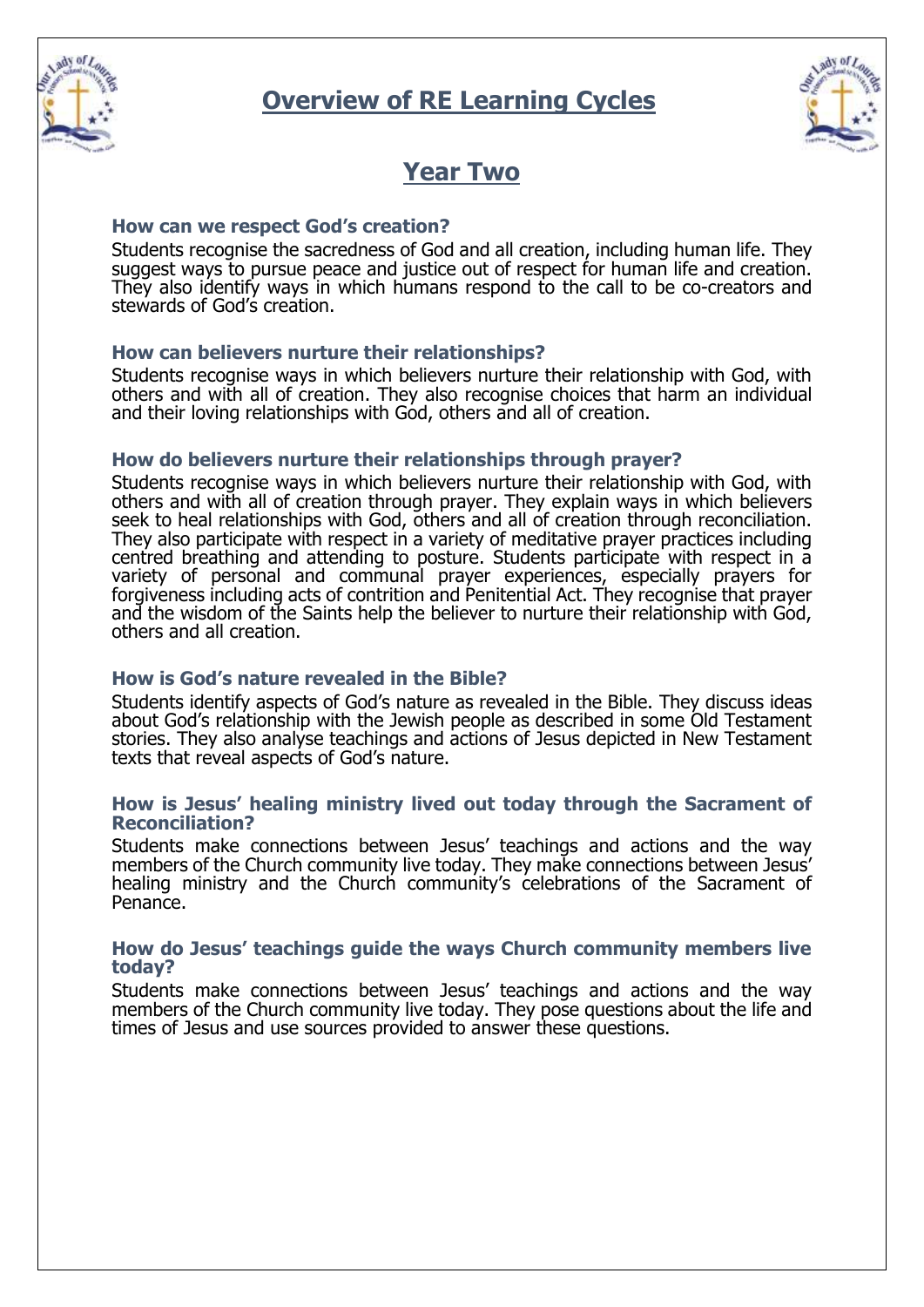# Overview of RE Learning Cycles

## Year Two

### How can we respect God's creation?

Students recognise the sacredness of God and all creation, including human life. They suggest ways to pursue peace and justice out of respect for human life and creation. They also identify ways in which humans respond to the call to be co-creators and stewards of God's creation.

### How can believers nurture their relationships?

Students recognise ways in which believers nurture their relationship with God, with others and with all of creation. They also recognise choices that harm an individual and their loving relationships with God, others and all of creation.

### How do believers nurture their relationships through prayer?

Students recognise ways in which believers nurture their relationship with God, with others and with all of creation through prayer. They explain ways in which believers seek to heal relationships with God, others and all of creation through reconciliation. They also participate with respect in a variety of meditative prayer practices including centred breathing and attending to posture. Students participate with respect in a variety of personal and communal prayer experiences, especially prayers for forgiveness including acts of contrition and Penitential Act. They recognise that prayer and the wisdom of the Saints help the believer to nurture their relationship with God, others and all creation.

### How is God's nature revealed in the Bible?

Students identify aspects of God's nature as revealed in the Bible. They discuss ideas about God's relationship with the Jewish people as described in some Old Testament stories. They also analyse teachings and actions of Jesus depicted in New Testament texts that reveal aspects of God's nature.

### How is Jesus' healing ministry lived out today through the Sacrament of Reconciliation?

Students make connections between Jesus' teachings and actions and the way members of the Church community live today. They make connections between Jesus' healing ministry and the Church community's celebrations of the Sacrament of Penance.

### How do Jesus' teachings guide the ways Church community members live today?

Students make connections between Jesus' teachings and actions and the way members of the Church community live today. They pose questions about the life and times of Jesus and use sources provided to answer these questions.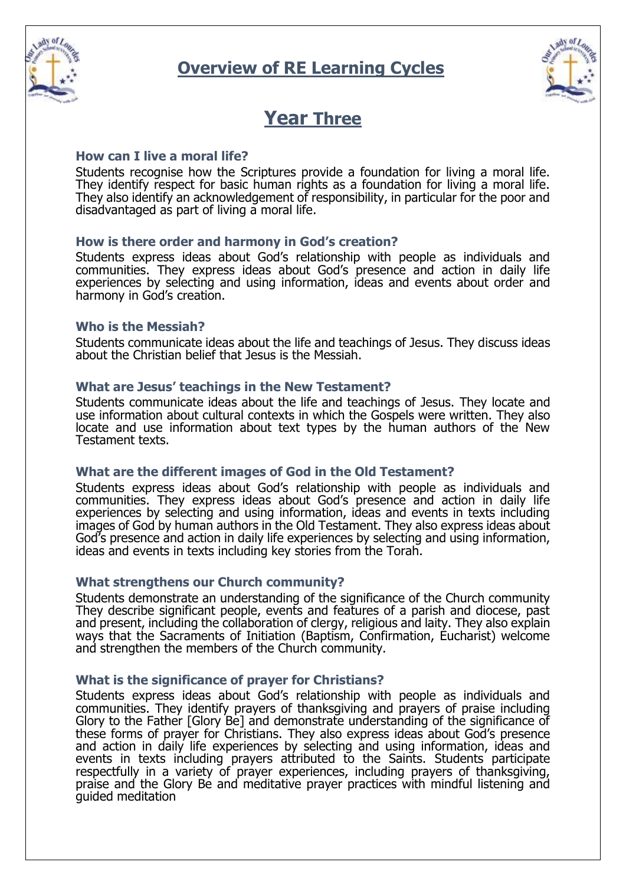# Overview of RE Learning Cycles

## Year Three

### How can I live a moral life?

Students recognise how the Scriptures provide a foundation for living a moral life. They identify respect for basic human rights as a foundation for living a moral life. They also identify an acknowledgement of responsibility, in particular for the poor and disadvantaged as part of living a moral life.

### How is there order and harmony in God's creation?

Students express ideas about God's relationship with people as individuals and communities. They express ideas about God's presence and action in daily life experiences by selecting and using information, ideas and events about order and harmony in God's creation.

### Who is the Messiah?

Students communicate ideas about the life and teachings of Jesus. They discuss ideas about the Christian belief that Jesus is the Messiah.

### What are Jesus' teachings in the New Testament?

Students communicate ideas about the life and teachings of Jesus. They locate and use information about cultural contexts in which the Gospels were written. They also locate and use information about text types by the human authors of the New Testament texts.

### What are the different images of God in the Old Testament?

Students express ideas about God's relationship with people as individuals and communities. They express ideas about God's presence and action in daily life experiences by selecting and using information, ideas and events in texts including images of God by human authors in the Old Testament. They also express ideas about God's presence and action in daily life experiences by selecting and using information, ideas and events in texts including key stories from the Torah.

### What strengthens our Church community?

Students demonstrate an understanding of the significance of the Church community They describe significant people, events and features of a parish and diocese, past and present, including the collaboration of clergy, religious and laity. They also explain ways that the Sacraments of Initiation (Baptism, Confirmation, Eucharist) welcome and strengthen the members of the Church community.

### What is the significance of prayer for Christians?

Students express ideas about God's relationship with people as individuals and communities. They identify prayers of thanksgiving and prayers of praise including Glory to the Father [Glory Be] and demonstrate understanding of the significance of these forms of prayer for Christians. They also express ideas about God's presence and action in daily life experiences by selecting and using information, ideas and events in texts including prayers attributed to the Saints. Students participate respectfully in a variety of prayer experiences, including prayers of thanksgiving, praise and the Glory Be and meditative prayer practices with mindful listening and guided meditation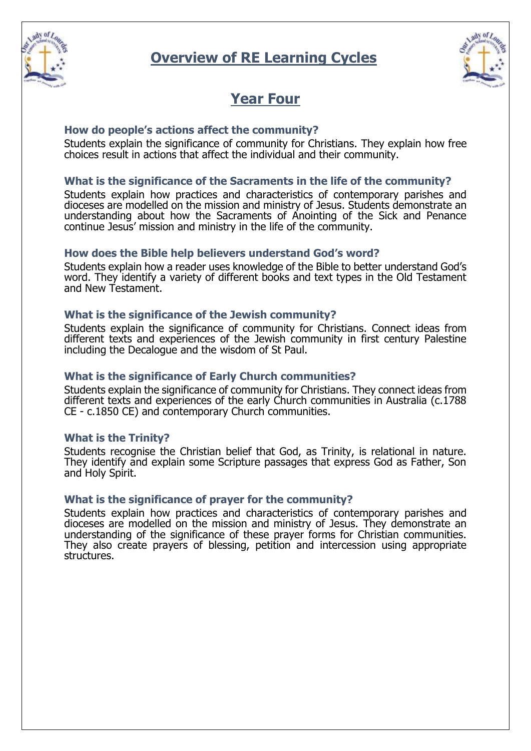# Overview of RE Learning Cycles

## Year Four

### How do people's actions affect the community?

Students explain the significance of community for Christians. They explain how free choices result in actions that affect the individual and their community.

### What is the significance of the Sacraments in the life of the community?

Students explain how practices and characteristics of contemporary parishes and dioceses are modelled on the mission and ministry of Jesus. Students demonstrate an understanding about how the Sacraments of Anointing of the Sick and Penance continue Jesus' mission and ministry in the life of the community.

### How does the Bible help believers understand God's word?

Students explain how a reader uses knowledge of the Bible to better understand God's word. They identify a variety of different books and text types in the Old Testament and New Testament.

### What is the significance of the Jewish community?

Students explain the significance of community for Christians. Connect ideas from different texts and experiences of the Jewish community in first century Palestine including the Decalogue and the wisdom of St Paul.

### What is the significance of Early Church communities?

Students explain the significance of community for Christians. They connect ideas from different texts and experiences of the early Church communities in Australia (c.1788 CE - c.1850 CE) and contemporary Church communities.

### What is the Trinity?

Students recognise the Christian belief that God, as Trinity, is relational in nature. They identify and explain some Scripture passages that express God as Father, Son and Holy Spirit.

### What is the significance of prayer for the community?

Students explain how practices and characteristics of contemporary parishes and dioceses are modelled on the mission and ministry of Jesus. They demonstrate an understanding of the significance of these prayer forms for Christian communities. They also create prayers of blessing, petition and intercession using appropriate structures.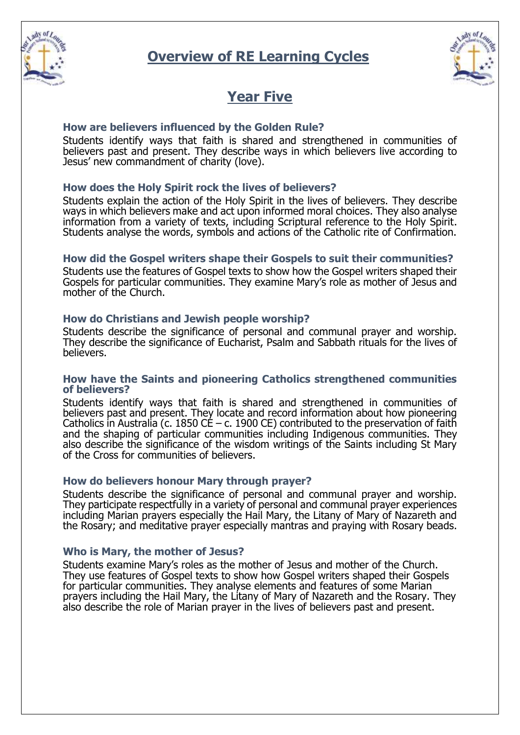# Overview of RE Learning Cycles

## Year Five

### How are believers influenced by the Golden Rule?

Students identify ways that faith is shared and strengthened in communities of believers past and present. They describe ways in which believers live according to Jesus' new commandment of charity (love).

### How does the Holy Spirit rock the lives of believers?

Students explain the action of the Holy Spirit in the lives of believers. They describe ways in which believers make and act upon informed moral choices. They also analyse information from a variety of texts, including Scriptural reference to the Holy Spirit. Students analyse the words, symbols and actions of the Catholic rite of Confirmation.

### How did the Gospel writers shape their Gospels to suit their communities?

Students use the features of Gospel texts to show how the Gospel writers shaped their Gospels for particular communities. They examine Mary's role as mother of Jesus and mother of the Church.

### How do Christians and Jewish people worship?

Students describe the significance of personal and communal prayer and worship. They describe the significance of Eucharist, Psalm and Sabbath rituals for the lives of believers.

### How have the Saints and pioneering Catholics strengthened communities of believers?

Students identify ways that faith is shared and strengthened in communities of believers past and present. They locate and record information about how pioneering Catholics in Australia (c. 1850 CE – c. 1900 CE) contributed to the preservation of faith and the shaping of particular communities including Indigenous communities. They also describe the significance of the wisdom writings of the Saints including St Mary of the Cross for communities of believers.

### How do believers honour Mary through prayer?

Students describe the significance of personal and communal prayer and worship. They participate respectfully in a variety of personal and communal prayer experiences including Marian prayers especially the Hail Mary, the Litany of Mary of Nazareth and the Rosary; and meditative prayer especially mantras and praying with Rosary beads.

### Who is Mary, the mother of Jesus?

Students examine Mary's roles as the mother of Jesus and mother of the Church. They use features of Gospel texts to show how Gospel writers shaped their Gospels for particular communities. They analyse elements and features of some Marian prayers including the Hail Mary, the Litany of Mary of Nazareth and the Rosary. They also describe the role of Marian prayer in the lives of believers past and present.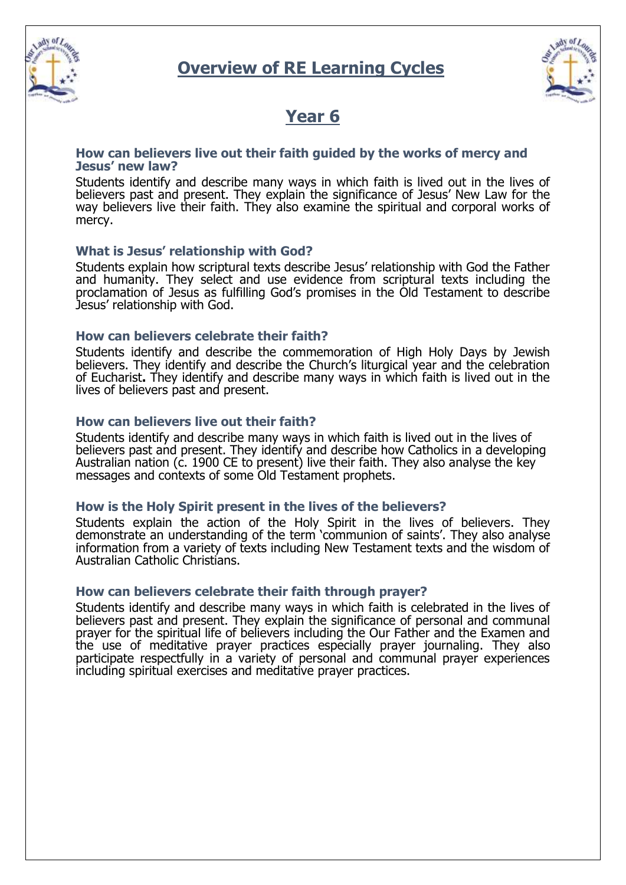# Overview of RE Learning Cycles

## Year 6

### How can believers live out their faith guided by the works of mercy and Jesus' new law?

Students identify and describe many ways in which faith is lived out in the lives of believers past and present. They explain the significance of Jesus' New Law for the way believers live their faith. They also examine the spiritual and corporal works of mercy.

### What is Jesus' relationship with God?

Students explain how scriptural texts describe Jesus' relationship with God the Father and humanity. They select and use evidence from scriptural texts including the proclamation of Jesus as fulfilling God's promises in the Old Testament to describe Jesus' relationship with God.

### How can believers celebrate their faith?

Students identify and describe the commemoration of High Holy Days by Jewish believers. They identify and describe the Church's liturgical year and the celebration of Eucharist**.** They identify and describe many ways in which faith is lived out in the lives of believers past and present.

### How can believers live out their faith?

Students identify and describe many ways in which faith is lived out in the lives of believers past and present. They identify and describe how Catholics in a developing Australian nation (c. 1900 CE to present) live their faith. They also analyse the key messages and contexts of some Old Testament prophets.

### How is the Holy Spirit present in the lives of the believers?

Students explain the action of the Holy Spirit in the lives of believers. They demonstrate an understanding of the term 'communion of saints'. They also analyse information from a variety of texts including New Testament texts and the wisdom of Australian Catholic Christians.

### How can believers celebrate their faith through prayer?

Students identify and describe many ways in which faith is celebrated in the lives of believers past and present. They explain the significance of personal and communal prayer for the spiritual life of believers including the Our Father and the Examen and the use of meditative prayer practices especially prayer journaling. They also participate respectfully in a variety of personal and communal prayer experiences including spiritual exercises and meditative prayer practices.